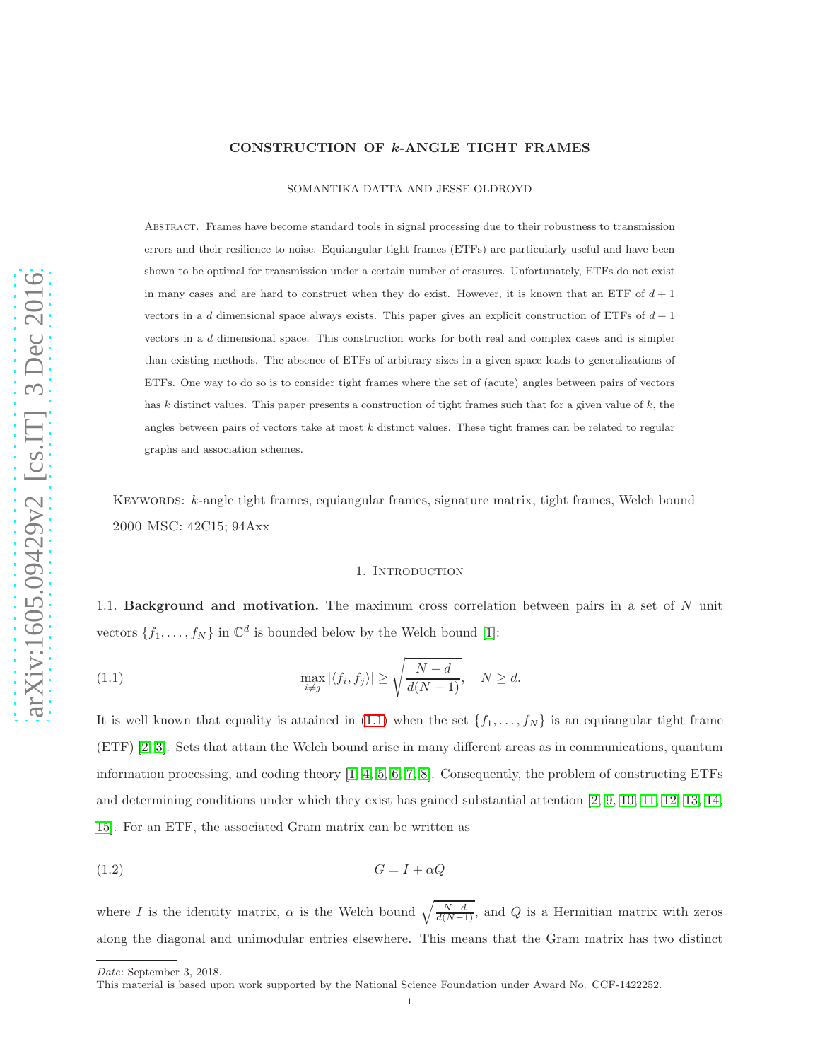# CONSTRUCTION OF $k$-ANGLE TIGHT FRAMES

SOMANTIKA DATTA AND JESSE OLDROYD

ABSTRACT. Frames have become standard tools in signal processing due to their robustness to transmission errors and their resilience to noise. Equiangular tight frames (ETFs) are particularly useful and have been shown to be optimal for transmission under a certain number of erasures. Unfortunately, ETFs do not exist in many cases and are hard to construct when they do exist. However, it is known that an ETF of $d+1$ vectors in a $d$ dimensional space always exists. This paper gives an explicit construction of ETFs of $d+1$ vectors in a $d$ dimensional space. This construction works for both real and complex cases and is simpler than existing methods. The absence of ETFs of arbitrary sizes in a given space leads to generalizations of ETFs. One way to do so is to consider tight frames where the set of (acute) angles between pairs of vectors has $k$ distinct values. This paper presents a construction of tight frames such that for a given value of $k$, the angles between pairs of vectors take at most $k$ distinct values. These tight frames can be related to regular graphs and association schemes.

KEYWORDS: $k$-angle tight frames, equiangular frames, signature matrix, tight frames, Welch bound
2000 MSC: 42C15; 94Axx

## 1. INTRODUCTION

**1.1. Background and motivation.** The maximum cross correlation between pairs in a set of $N$ unit vectors $\{f_1, \ldots, f_N\}$ in $\mathbb{C}^d$ is bounded below by the Welch bound [1]:

$$\max_{i \neq j} |\langle f_i, f_j \rangle| \geq \sqrt{\frac{N-d}{d(N-1)}}, \quad N \geq d. \tag{1.1}$$

It is well known that equality is attained in (1.1) when the set $\{f_1, \ldots, f_N\}$ is an equiangular tight frame (ETF) [2, 3]. Sets that attain the Welch bound arise in many different areas as in communications, quantum information processing, and coding theory [1, 4, 5, 6, 7, 8]. Consequently, the problem of constructing ETFs and determining conditions under which they exist has gained substantial attention [2, 9, 10, 11, 12, 13, 14, 15]. For an ETF, the associated Gram matrix can be written as

$$G = I + \alpha Q \tag{1.2}$$

where $I$ is the identity matrix, $\alpha$ is the Welch bound $\sqrt{\frac{N-d}{d(N-1)}}$, and $Q$ is a Hermitian matrix with zeros along the diagonal and unimodular entries elsewhere. This means that the Gram matrix has two distinct

*Date*: September 3, 2018.
This material is based upon work supported by the National Science Foundation under Award No. CCF-1422252.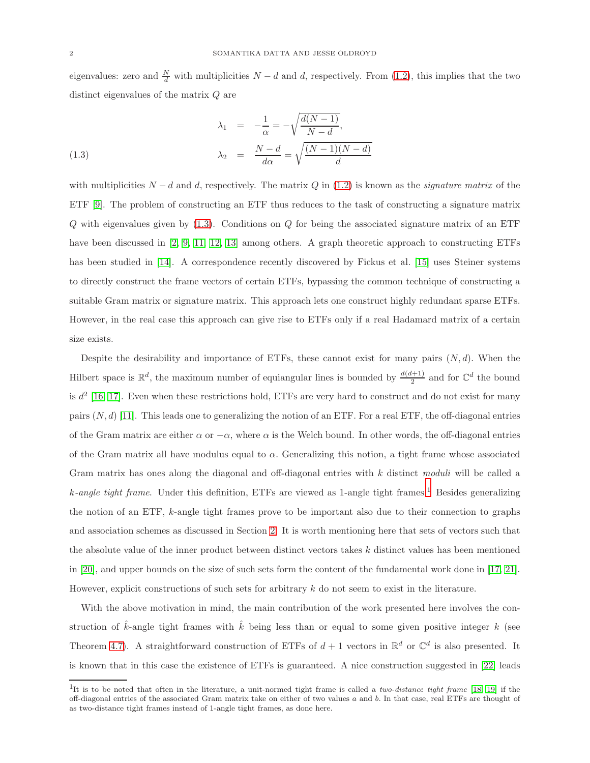eigenvalues: zero and $\frac{N}{d}$ with multiplicities $N-d$ and $d$, respectively. From (1.2), this implies that the two distinct eigenvalues of the matrix $Q$ are

$$
\begin{aligned}
\lambda_1 &= -\frac{1}{\alpha} = -\sqrt{\frac{d(N-1)}{N-d}}, \\
\lambda_2 &= \frac{N-d}{d\alpha} = \sqrt{\frac{(N-1)(N-d)}{d}}
\end{aligned}
\tag{1.3}
$$

with multiplicities $N-d$ and $d$, respectively. The matrix $Q$ in (1.2) is known as the *signature matrix* of the ETF [9]. The problem of constructing an ETF thus reduces to the task of constructing a signature matrix $Q$ with eigenvalues given by (1.3). Conditions on $Q$ for being the associated signature matrix of an ETF have been discussed in [2, 9, 11, 12, 13] among others. A graph theoretic approach to constructing ETFs has been studied in [14]. A correspondence recently discovered by Fickus et al. [15] uses Steiner systems to directly construct the frame vectors of certain ETFs, bypassing the common technique of constructing a suitable Gram matrix or signature matrix. This approach lets one construct highly redundant sparse ETFs. However, in the real case this approach can give rise to ETFs only if a real Hadamard matrix of a certain size exists.

Despite the desirability and importance of ETFs, these cannot exist for many pairs $(N, d)$. When the Hilbert space is $\mathbb{R}^d$, the maximum number of equiangular lines is bounded by $\frac{d(d+1)}{2}$ and for $\mathbb{C}^d$ the bound is $d^2$ [16, 17]. Even when these restrictions hold, ETFs are very hard to construct and do not exist for many pairs $(N, d)$ [11]. This leads one to generalizing the notion of an ETF. For a real ETF, the off-diagonal entries of the Gram matrix are either $\alpha$ or $-\alpha$, where $\alpha$ is the Welch bound. In other words, the off-diagonal entries of the Gram matrix all have modulus equal to $\alpha$. Generalizing this notion, a tight frame whose associated Gram matrix has ones along the diagonal and off-diagonal entries with $k$ distinct *moduli* will be called a *$k$-angle tight frame*. Under this definition, ETFs are viewed as 1-angle tight frames.[1] Besides generalizing the notion of an ETF, $k$-angle tight frames prove to be important also due to their connection to graphs and association schemes as discussed in Section 2. It is worth mentioning here that sets of vectors such that the absolute value of the inner product between distinct vectors takes $k$ distinct values has been mentioned in [20], and upper bounds on the size of such sets form the content of the fundamental work done in [17, 21]. However, explicit constructions of such sets for arbitrary $k$ do not seem to exist in the literature.

With the above motivation in mind, the main contribution of the work presented here involves the construction of $\hat{k}$-angle tight frames with $\hat{k}$ being less than or equal to some given positive integer $k$ (see Theorem 4.7). A straightforward construction of ETFs of $d+1$ vectors in $\mathbb{R}^d$ or $\mathbb{C}^d$ is also presented. It is known that in this case the existence of ETFs is guaranteed. A nice construction suggested in [22] leads

[1] It is to be noted that often in the literature, a unit-normed tight frame is called a *two-distance tight frame* [18, 19] if the off-diagonal entries of the associated Gram matrix take on either of two values $a$ and $b$. In that case, real ETFs are thought of as two-distance tight frames instead of 1-angle tight frames, as done here.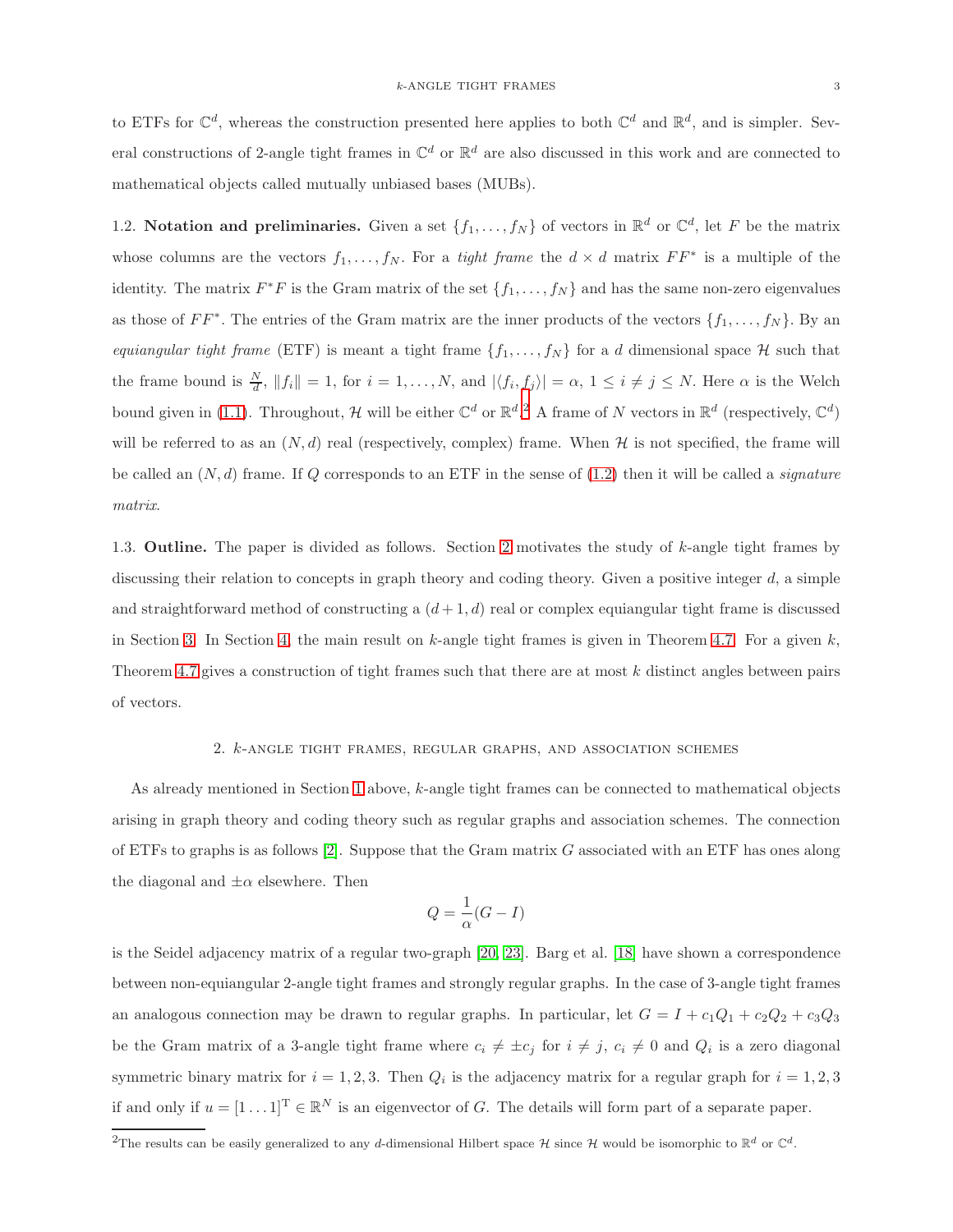to ETFs for $\mathbb{C}^d$, whereas the construction presented here applies to both $\mathbb{C}^d$ and $\mathbb{R}^d$, and is simpler. Several constructions of 2-angle tight frames in $\mathbb{C}^d$ or $\mathbb{R}^d$ are also discussed in this work and are connected to mathematical objects called mutually unbiased bases (MUBs).

1.2. **Notation and preliminaries.** Given a set $\{f_1, \ldots, f_N\}$ of vectors in $\mathbb{R}^d$ or $\mathbb{C}^d$, let $F$ be the matrix whose columns are the vectors $f_1, \ldots, f_N$. For a *tight frame* the $d \times d$ matrix $FF^*$ is a multiple of the identity. The matrix $F^*F$ is the Gram matrix of the set $\{f_1, \ldots, f_N\}$ and has the same non-zero eigenvalues as those of $FF^*$. The entries of the Gram matrix are the inner products of the vectors $\{f_1, \ldots, f_N\}$. By an *equiangular tight frame* (ETF) is meant a tight frame $\{f_1, \ldots, f_N\}$ for a $d$ dimensional space $\mathcal{H}$ such that the frame bound is $\frac{N}{d}$, $\|f_i\| = 1$, for $i = 1, \ldots, N$, and $|\langle f_i, f_j \rangle| = \alpha$, $1 \leq i \neq j \leq N$. Here $\alpha$ is the Welch bound given in (1.1). Throughout, $\mathcal{H}$ will be either $\mathbb{C}^d$ or $\mathbb{R}^d$.[2] A frame of $N$ vectors in $\mathbb{R}^d$ (respectively, $\mathbb{C}^d$) will be referred to as an $(N, d)$ real (respectively, complex) frame. When $\mathcal{H}$ is not specified, the frame will be called an $(N, d)$ frame. If $Q$ corresponds to an ETF in the sense of (1.2) then it will be called a *signature matrix*.

1.3. **Outline.** The paper is divided as follows. Section 2 motivates the study of $k$-angle tight frames by discussing their relation to concepts in graph theory and coding theory. Given a positive integer $d$, a simple and straightforward method of constructing a $(d+1, d)$ real or complex equiangular tight frame is discussed in Section 3. In Section 4, the main result on $k$-angle tight frames is given in Theorem 4.7. For a given $k$, Theorem 4.7 gives a construction of tight frames such that there are at most $k$ distinct angles between pairs of vectors.

## 2. $k$-angle tight frames, regular graphs, and association schemes

As already mentioned in Section 1 above, $k$-angle tight frames can be connected to mathematical objects arising in graph theory and coding theory such as regular graphs and association schemes. The connection of ETFs to graphs is as follows [2]. Suppose that the Gram matrix $G$ associated with an ETF has ones along the diagonal and $\pm\alpha$ elsewhere. Then

$$Q = \frac{1}{\alpha}(G - I)$$

is the Seidel adjacency matrix of a regular two-graph [20, 23]. Barg et al. [18] have shown a correspondence between non-equiangular 2-angle tight frames and strongly regular graphs. In the case of 3-angle tight frames an analogous connection may be drawn to regular graphs. In particular, let $G = I + c_1Q_1 + c_2Q_2 + c_3Q_3$ be the Gram matrix of a 3-angle tight frame where $c_i \neq \pm c_j$ for $i \neq j$, $c_i \neq 0$ and $Q_i$ is a zero diagonal symmetric binary matrix for $i = 1, 2, 3$. Then $Q_i$ is the adjacency matrix for a regular graph for $i = 1, 2, 3$ if and only if $u = [1 \ldots 1]^{\mathrm{T}} \in \mathbb{R}^N$ is an eigenvector of $G$. The details will form part of a separate paper.

[2] The results can be easily generalized to any $d$-dimensional Hilbert space $\mathcal{H}$ since $\mathcal{H}$ would be isomorphic to $\mathbb{R}^d$ or $\mathbb{C}^d$.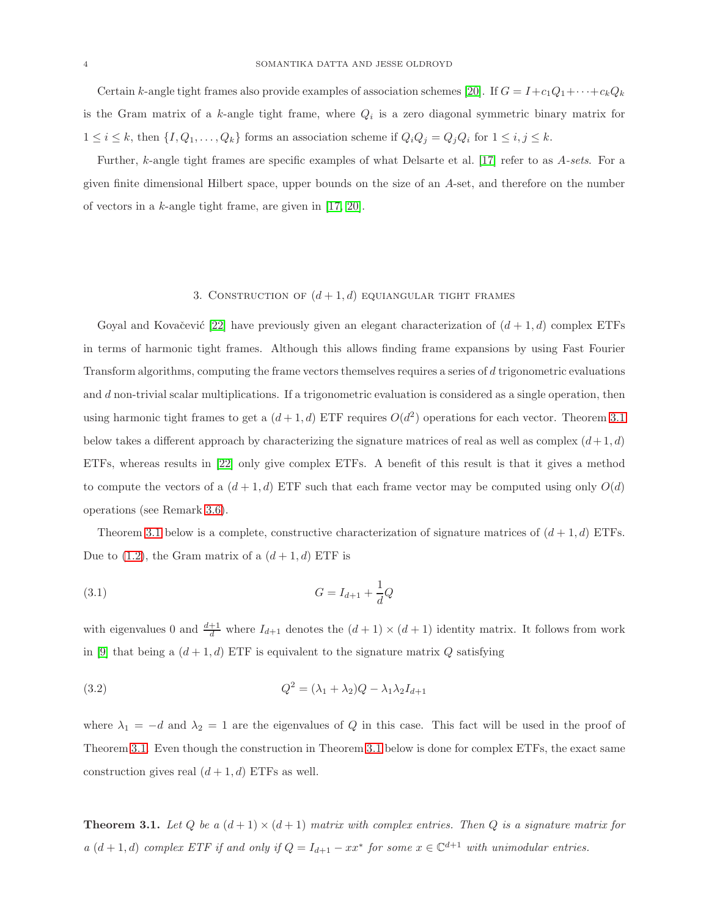Certain $k$-angle tight frames also provide examples of association schemes [20]. If $G = I + c_1Q_1 + \cdots + c_kQ_k$ is the Gram matrix of a $k$-angle tight frame, where $Q_i$ is a zero diagonal symmetric binary matrix for $1 \le i \le k$, then $\{I, Q_1, \ldots, Q_k\}$ forms an association scheme if $Q_iQ_j = Q_jQ_i$ for $1 \le i, j \le k$.

Further, $k$-angle tight frames are specific examples of what Delsarte et al. [17] refer to as *A-sets*. For a given finite dimensional Hilbert space, upper bounds on the size of an $A$-set, and therefore on the number of vectors in a $k$-angle tight frame, are given in [17, 20].

## 3. Construction of $(d+1, d)$ equiangular tight frames

Goyal and Kovačević [22] have previously given an elegant characterization of $(d+1, d)$ complex ETFs in terms of harmonic tight frames. Although this allows finding frame expansions by using Fast Fourier Transform algorithms, computing the frame vectors themselves requires a series of $d$ trigonometric evaluations and $d$ non-trivial scalar multiplications. If a trigonometric evaluation is considered as a single operation, then using harmonic tight frames to get a $(d+1, d)$ ETF requires $O(d^2)$ operations for each vector. Theorem 3.1 below takes a different approach by characterizing the signature matrices of real as well as complex $(d+1, d)$ ETFs, whereas results in [22] only give complex ETFs. A benefit of this result is that it gives a method to compute the vectors of a $(d+1, d)$ ETF such that each frame vector may be computed using only $O(d)$ operations (see Remark 3.6).

Theorem 3.1 below is a complete, constructive characterization of signature matrices of $(d+1, d)$ ETFs. Due to (1.2), the Gram matrix of a $(d+1, d)$ ETF is

$$G = I_{d+1} + \frac{1}{d}Q \tag{3.1}$$

with eigenvalues 0 and $\frac{d+1}{d}$ where $I_{d+1}$ denotes the $(d+1) \times (d+1)$ identity matrix. It follows from work in [9] that being a $(d+1, d)$ ETF is equivalent to the signature matrix $Q$ satisfying

$$Q^2 = (\lambda_1 + \lambda_2)Q - \lambda_1\lambda_2 I_{d+1} \tag{3.2}$$

where $\lambda_1 = -d$ and $\lambda_2 = 1$ are the eigenvalues of $Q$ in this case. This fact will be used in the proof of Theorem 3.1. Even though the construction in Theorem 3.1 below is done for complex ETFs, the exact same construction gives real $(d+1, d)$ ETFs as well.

**Theorem 3.1.** *Let $Q$ be a $(d+1) \times (d+1)$ matrix with complex entries. Then $Q$ is a signature matrix for a $(d+1, d)$ complex ETF if and only if $Q = I_{d+1} - xx^*$ for some $x \in \mathbb{C}^{d+1}$ with unimodular entries.*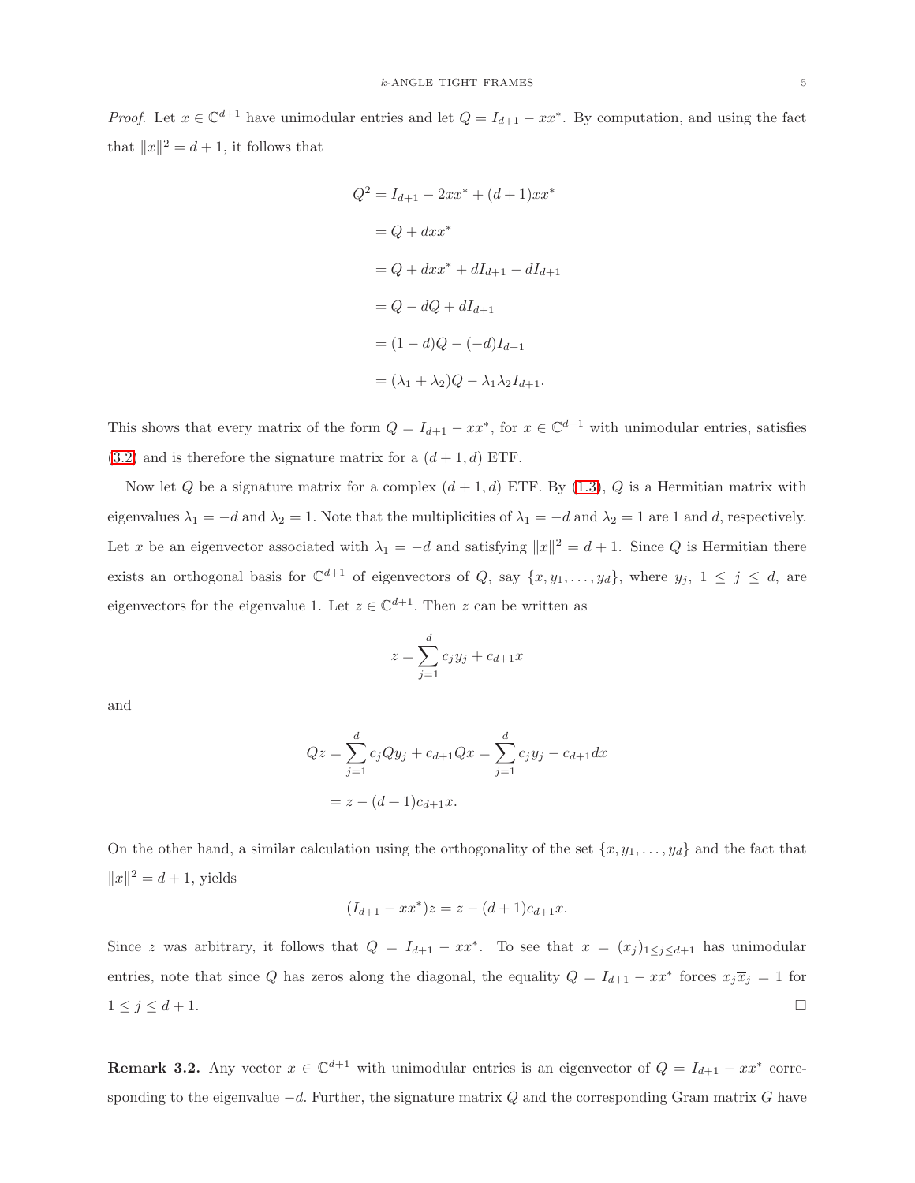*Proof.* Let $x \in \mathbb{C}^{d+1}$ have unimodular entries and let $Q = I_{d+1} - xx^*$. By computation, and using the fact that $\|x\|^2 = d+1$, it follows that

$$
\begin{aligned}
Q^2 &= I_{d+1} - 2xx^* + (d+1)xx^* \\
&= Q + dxx^* \\
&= Q + dxx^* + dI_{d+1} - dI_{d+1} \\
&= Q - dQ + dI_{d+1} \\
&= (1-d)Q - (-d)I_{d+1} \\
&= (\lambda_1 + \lambda_2)Q - \lambda_1\lambda_2 I_{d+1}.
\end{aligned}
$$

This shows that every matrix of the form $Q = I_{d+1} - xx^*$, for $x \in \mathbb{C}^{d+1}$ with unimodular entries, satisfies (3.2) and is therefore the signature matrix for a $(d+1, d)$ ETF.

Now let $Q$ be a signature matrix for a complex $(d+1, d)$ ETF. By (1.3), $Q$ is a Hermitian matrix with eigenvalues $\lambda_1 = -d$ and $\lambda_2 = 1$. Note that the multiplicities of $\lambda_1 = -d$ and $\lambda_2 = 1$ are 1 and $d$, respectively. Let $x$ be an eigenvector associated with $\lambda_1 = -d$ and satisfying $\|x\|^2 = d+1$. Since $Q$ is Hermitian there exists an orthogonal basis for $\mathbb{C}^{d+1}$ of eigenvectors of $Q$, say $\{x, y_1, \ldots, y_d\}$, where $y_j$, $1 \le j \le d$, are eigenvectors for the eigenvalue 1. Let $z \in \mathbb{C}^{d+1}$. Then $z$ can be written as

$$
z = \sum_{j=1}^{d} c_j y_j + c_{d+1} x
$$

and

$$
\begin{aligned}
Qz &= \sum_{j=1}^{d} c_j Q y_j + c_{d+1} Q x = \sum_{j=1}^{d} c_j y_j - c_{d+1} d x \\
&= z - (d+1) c_{d+1} x.
\end{aligned}
$$

On the other hand, a similar calculation using the orthogonality of the set $\{x, y_1, \ldots, y_d\}$ and the fact that $\|x\|^2 = d+1$, yields

$$
(I_{d+1} - xx^*)z = z - (d+1)c_{d+1}x.
$$

Since $z$ was arbitrary, it follows that $Q = I_{d+1} - xx^*$. To see that $x = (x_j)_{1 \le j \le d+1}$ has unimodular entries, note that since $Q$ has zeros along the diagonal, the equality $Q = I_{d+1} - xx^*$ forces $x_j \overline{x}_j = 1$ for $1 \le j \le d+1$. $\square$

**Remark 3.2.** Any vector $x \in \mathbb{C}^{d+1}$ with unimodular entries is an eigenvector of $Q = I_{d+1} - xx^*$ corresponding to the eigenvalue $-d$. Further, the signature matrix $Q$ and the corresponding Gram matrix $G$ have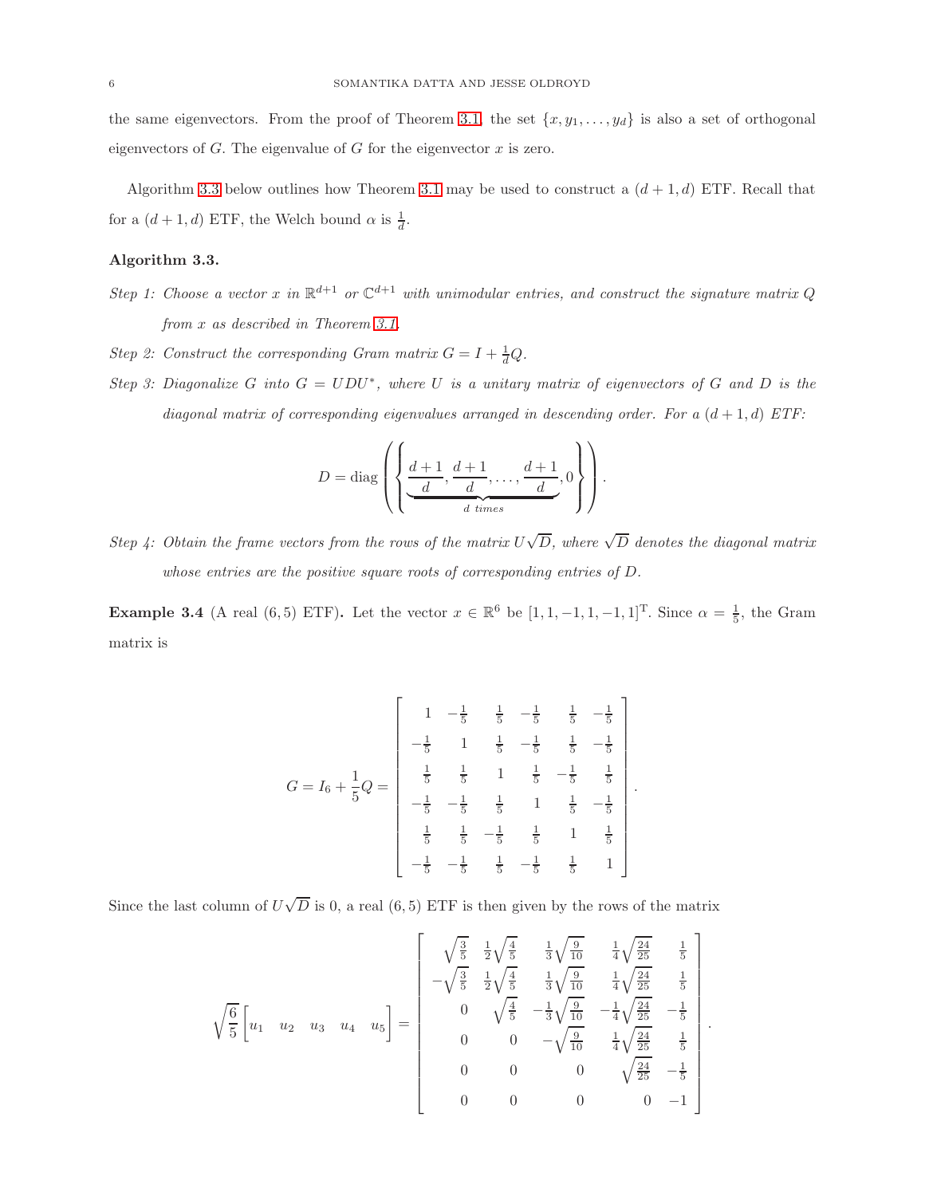the same eigenvectors. From the proof of Theorem 3.1, the set $\{x, y_1, \ldots, y_d\}$ is also a set of orthogonal eigenvectors of $G$. The eigenvalue of $G$ for the eigenvector $x$ is zero.

Algorithm 3.3 below outlines how Theorem 3.1 may be used to construct a $(d+1, d)$ ETF. Recall that for a $(d+1, d)$ ETF, the Welch bound $\alpha$ is $\frac{1}{d}$.

**Algorithm 3.3.**

*Step 1: Choose a vector $x$ in $\mathbb{R}^{d+1}$ or $\mathbb{C}^{d+1}$ with unimodular entries, and construct the signature matrix $Q$ from $x$ as described in Theorem 3.1.*

*Step 2: Construct the corresponding Gram matrix $G = I + \frac{1}{d}Q$.*

*Step 3: Diagonalize $G$ into $G = UDU^*$, where $U$ is a unitary matrix of eigenvectors of $G$ and $D$ is the diagonal matrix of corresponding eigenvalues arranged in descending order. For a $(d+1, d)$ ETF:*

$$D = \operatorname{diag}\left(\left\{\underbrace{\frac{d+1}{d}, \frac{d+1}{d}, \ldots, \frac{d+1}{d}}_{d \text{ times}}, 0\right\}\right).$$

*Step 4: Obtain the frame vectors from the rows of the matrix $U\sqrt{D}$, where $\sqrt{D}$ denotes the diagonal matrix whose entries are the positive square roots of corresponding entries of $D$.*

**Example 3.4** (A real $(6,5)$ ETF)**.** Let the vector $x \in \mathbb{R}^6$ be $[1, 1, -1, 1, -1, 1]^{\mathrm{T}}$. Since $\alpha = \frac{1}{5}$, the Gram matrix is

$$G = I_6 + \frac{1}{5}Q = \begin{bmatrix} 1 & -\frac{1}{5} & \frac{1}{5} & -\frac{1}{5} & \frac{1}{5} & -\frac{1}{5} \\ -\frac{1}{5} & 1 & \frac{1}{5} & -\frac{1}{5} & \frac{1}{5} & -\frac{1}{5} \\ \frac{1}{5} & \frac{1}{5} & 1 & \frac{1}{5} & -\frac{1}{5} & \frac{1}{5} \\ -\frac{1}{5} & -\frac{1}{5} & \frac{1}{5} & 1 & \frac{1}{5} & -\frac{1}{5} \\ \frac{1}{5} & \frac{1}{5} & -\frac{1}{5} & \frac{1}{5} & 1 & \frac{1}{5} \\ -\frac{1}{5} & -\frac{1}{5} & \frac{1}{5} & -\frac{1}{5} & \frac{1}{5} & 1 \end{bmatrix}.$$

Since the last column of $U\sqrt{D}$ is 0, a real $(6,5)$ ETF is then given by the rows of the matrix

$$\sqrt{\frac{6}{5}}\begin{bmatrix} u_1 & u_2 & u_3 & u_4 & u_5 \end{bmatrix} = \begin{bmatrix} \sqrt{\frac{3}{5}} & \frac{1}{2}\sqrt{\frac{4}{5}} & \frac{1}{3}\sqrt{\frac{9}{10}} & \frac{1}{4}\sqrt{\frac{24}{25}} & \frac{1}{5} \\ -\sqrt{\frac{3}{5}} & \frac{1}{2}\sqrt{\frac{4}{5}} & \frac{1}{3}\sqrt{\frac{9}{10}} & \frac{1}{4}\sqrt{\frac{24}{25}} & \frac{1}{5} \\ 0 & \sqrt{\frac{4}{5}} & -\frac{1}{3}\sqrt{\frac{9}{10}} & -\frac{1}{4}\sqrt{\frac{24}{25}} & -\frac{1}{5} \\ 0 & 0 & -\sqrt{\frac{9}{10}} & \frac{1}{4}\sqrt{\frac{24}{25}} & \frac{1}{5} \\ 0 & 0 & 0 & \sqrt{\frac{24}{25}} & -\frac{1}{5} \\ 0 & 0 & 0 & 0 & -1 \end{bmatrix}.$$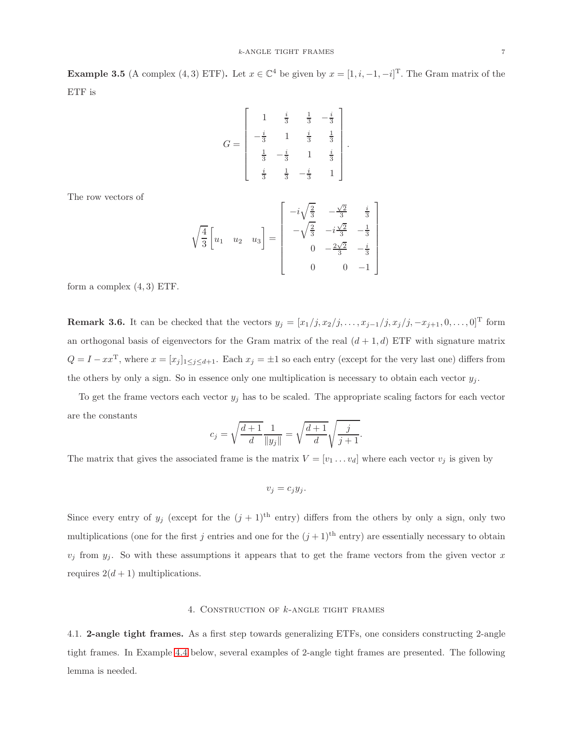**Example 3.5** (A complex $(4,3)$ ETF)**.** Let $x \in \mathbb{C}^4$ be given by $x = [1, i, -1, -i]^{\mathrm{T}}$. The Gram matrix of the ETF is

$$G = \begin{bmatrix} 1 & \frac{i}{3} & \frac{1}{3} & -\frac{i}{3} \\ -\frac{i}{3} & 1 & \frac{i}{3} & \frac{1}{3} \\ \frac{1}{3} & -\frac{i}{3} & 1 & \frac{i}{3} \\ \frac{i}{3} & \frac{1}{3} & -\frac{i}{3} & 1 \end{bmatrix}.$$

The row vectors of

$$\sqrt{\frac{4}{3}} \begin{bmatrix} u_1 & u_2 & u_3 \end{bmatrix} = \begin{bmatrix} -i\sqrt{\frac{2}{3}} & -\frac{\sqrt{2}}{3} & \frac{i}{3} \\ -\sqrt{\frac{2}{3}} & -i\frac{\sqrt{2}}{3} & -\frac{1}{3} \\ 0 & -\frac{2\sqrt{2}}{3} & -\frac{i}{3} \\ 0 & 0 & -1 \end{bmatrix}$$

form a complex $(4,3)$ ETF.

**Remark 3.6.** It can be checked that the vectors $y_j = [x_1/j, x_2/j, \ldots, x_{j-1}/j, x_j/j, -x_{j+1}, 0, \ldots, 0]^{\mathrm{T}}$ form an orthogonal basis of eigenvectors for the Gram matrix of the real $(d+1, d)$ ETF with signature matrix $Q = I - xx^{\mathrm{T}}$, where $x = [x_j]_{1 \le j \le d+1}$. Each $x_j = \pm 1$ so each entry (except for the very last one) differs from the others by only a sign. So in essence only one multiplication is necessary to obtain each vector $y_j$.

To get the frame vectors each vector $y_j$ has to be scaled. The appropriate scaling factors for each vector are the constants

$$c_j = \sqrt{\frac{d+1}{d}} \frac{1}{\|y_j\|} = \sqrt{\frac{d+1}{d}} \sqrt{\frac{j}{j+1}}.$$

The matrix that gives the associated frame is the matrix $V = [v_1 \ldots v_d]$ where each vector $v_j$ is given by

$$v_j = c_j y_j.$$

Since every entry of $y_j$ (except for the $(j+1)^{\text{th}}$ entry) differs from the others by only a sign, only two multiplications (one for the first $j$ entries and one for the $(j+1)^{\text{th}}$ entry) are essentially necessary to obtain $v_j$ from $y_j$. So with these assumptions it appears that to get the frame vectors from the given vector $x$ requires $2(d+1)$ multiplications.

## 4. Construction of $k$-angle tight frames

4.1. **2-angle tight frames.** As a first step towards generalizing ETFs, one considers constructing 2-angle tight frames. In Example 4.4 below, several examples of 2-angle tight frames are presented. The following lemma is needed.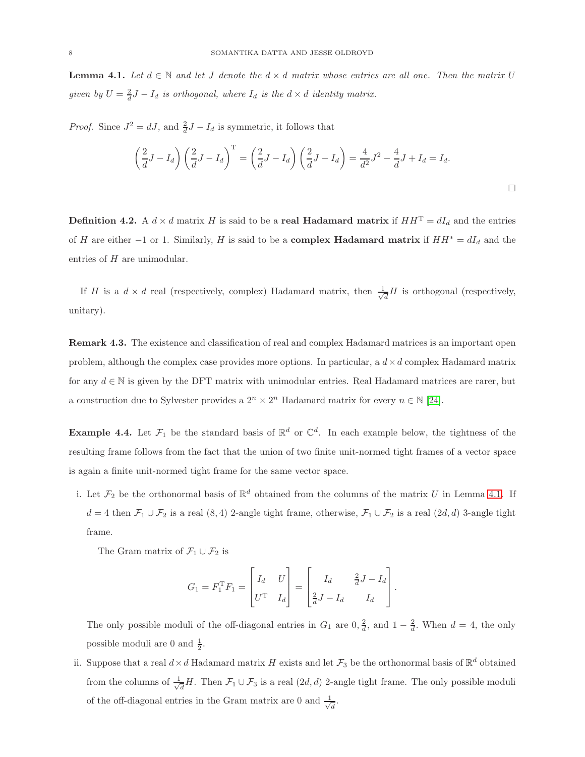**Lemma 4.1.** *Let $d \in \mathbb{N}$ and let $J$ denote the $d \times d$ matrix whose entries are all one. Then the matrix $U$ given by $U = \frac{2}{d}J - I_d$ is orthogonal, where $I_d$ is the $d \times d$ identity matrix.*

*Proof.* Since $J^2 = dJ$, and $\frac{2}{d}J - I_d$ is symmetric, it follows that

$$\left(\frac{2}{d}J - I_d\right)\left(\frac{2}{d}J - I_d\right)^{\mathrm{T}} = \left(\frac{2}{d}J - I_d\right)\left(\frac{2}{d}J - I_d\right) = \frac{4}{d^2}J^2 - \frac{4}{d}J + I_d = I_d.$$

□

**Definition 4.2.** A $d \times d$ matrix $H$ is said to be a **real Hadamard matrix** if $HH^{\mathrm{T}} = dI_d$ and the entries of $H$ are either $-1$ or 1. Similarly, $H$ is said to be a **complex Hadamard matrix** if $HH^* = dI_d$ and the entries of $H$ are unimodular.

If $H$ is a $d \times d$ real (respectively, complex) Hadamard matrix, then $\frac{1}{\sqrt{d}}H$ is orthogonal (respectively, unitary).

**Remark 4.3.** The existence and classification of real and complex Hadamard matrices is an important open problem, although the complex case provides more options. In particular, a $d \times d$ complex Hadamard matrix for any $d \in \mathbb{N}$ is given by the DFT matrix with unimodular entries. Real Hadamard matrices are rarer, but a construction due to Sylvester provides a $2^n \times 2^n$ Hadamard matrix for every $n \in \mathbb{N}$ [24].

**Example 4.4.** Let $\mathcal{F}_1$ be the standard basis of $\mathbb{R}^d$ or $\mathbb{C}^d$. In each example below, the tightness of the resulting frame follows from the fact that the union of two finite unit-normed tight frames of a vector space is again a finite unit-normed tight frame for the same vector space.

i. Let $\mathcal{F}_2$ be the orthonormal basis of $\mathbb{R}^d$ obtained from the columns of the matrix $U$ in Lemma 4.1. If $d = 4$ then $\mathcal{F}_1 \cup \mathcal{F}_2$ is a real $(8, 4)$ 2-angle tight frame, otherwise, $\mathcal{F}_1 \cup \mathcal{F}_2$ is a real $(2d, d)$ 3-angle tight frame.

   The Gram matrix of $\mathcal{F}_1 \cup \mathcal{F}_2$ is

$$G_1 = F_1^{\mathrm{T}} F_1 = \begin{bmatrix} I_d & U \\ U^{\mathrm{T}} & I_d \end{bmatrix} = \begin{bmatrix} I_d & \frac{2}{d}J - I_d \\ \frac{2}{d}J - I_d & I_d \end{bmatrix}.$$

   The only possible moduli of the off-diagonal entries in $G_1$ are $0, \frac{2}{d}$, and $1 - \frac{2}{d}$. When $d = 4$, the only possible moduli are 0 and $\frac{1}{2}$.

ii. Suppose that a real $d \times d$ Hadamard matrix $H$ exists and let $\mathcal{F}_3$ be the orthonormal basis of $\mathbb{R}^d$ obtained from the columns of $\frac{1}{\sqrt{d}}H$. Then $\mathcal{F}_1 \cup \mathcal{F}_3$ is a real $(2d, d)$ 2-angle tight frame. The only possible moduli of the off-diagonal entries in the Gram matrix are 0 and $\frac{1}{\sqrt{d}}$.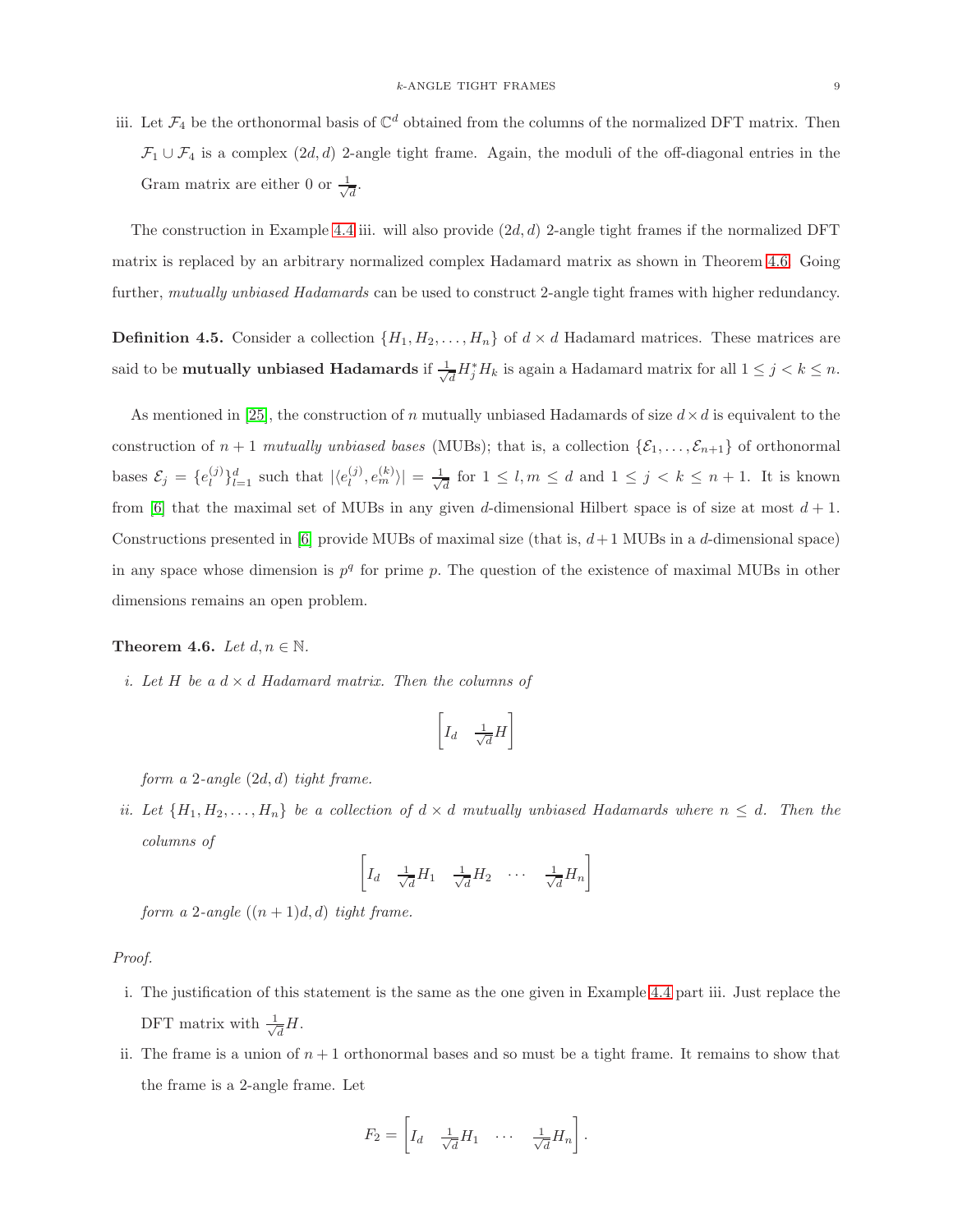iii. Let $\mathcal{F}_4$ be the orthonormal basis of $\mathbb{C}^d$ obtained from the columns of the normalized DFT matrix. Then $\mathcal{F}_1 \cup \mathcal{F}_4$ is a complex $(2d, d)$ 2-angle tight frame. Again, the moduli of the off-diagonal entries in the Gram matrix are either 0 or $\frac{1}{\sqrt{d}}$.

The construction in Example 4.4 iii. will also provide $(2d, d)$ 2-angle tight frames if the normalized DFT matrix is replaced by an arbitrary normalized complex Hadamard matrix as shown in Theorem 4.6. Going further, *mutually unbiased Hadamards* can be used to construct 2-angle tight frames with higher redundancy.

**Definition 4.5.** Consider a collection $\{H_1, H_2, \ldots, H_n\}$ of $d \times d$ Hadamard matrices. These matrices are said to be **mutually unbiased Hadamards** if $\frac{1}{\sqrt{d}} H_j^* H_k$ is again a Hadamard matrix for all $1 \le j < k \le n$.

As mentioned in [25], the construction of $n$ mutually unbiased Hadamards of size $d \times d$ is equivalent to the construction of $n+1$ *mutually unbiased bases* (MUBs); that is, a collection $\{\mathcal{E}_1, \ldots, \mathcal{E}_{n+1}\}$ of orthonormal bases $\mathcal{E}_j = \{e_l^{(j)}\}_{l=1}^d$ such that $|\langle e_l^{(j)}, e_m^{(k)} \rangle| = \frac{1}{\sqrt{d}}$ for $1 \le l, m \le d$ and $1 \le j < k \le n+1$. It is known from [6] that the maximal set of MUBs in any given $d$-dimensional Hilbert space is of size at most $d+1$. Constructions presented in [6] provide MUBs of maximal size (that is, $d+1$ MUBs in a $d$-dimensional space) in any space whose dimension is $p^q$ for prime $p$. The question of the existence of maximal MUBs in other dimensions remains an open problem.

**Theorem 4.6.** *Let $d, n \in \mathbb{N}$.*

*i. Let $H$ be a $d \times d$ Hadamard matrix. Then the columns of*

$$\begin{bmatrix} I_d & \frac{1}{\sqrt{d}} H \end{bmatrix}$$

*form a 2-angle $(2d, d)$ tight frame.*

*ii. Let $\{H_1, H_2, \ldots, H_n\}$ be a collection of $d \times d$ mutually unbiased Hadamards where $n \le d$. Then the columns of*

$$\begin{bmatrix} I_d & \frac{1}{\sqrt{d}} H_1 & \frac{1}{\sqrt{d}} H_2 & \cdots & \frac{1}{\sqrt{d}} H_n \end{bmatrix}$$

*form a 2-angle $((n+1)d, d)$ tight frame.*

*Proof.*

i. The justification of this statement is the same as the one given in Example 4.4 part iii. Just replace the DFT matrix with $\frac{1}{\sqrt{d}} H$.

ii. The frame is a union of $n+1$ orthonormal bases and so must be a tight frame. It remains to show that the frame is a 2-angle frame. Let

$$F_2 = \begin{bmatrix} I_d & \frac{1}{\sqrt{d}} H_1 & \cdots & \frac{1}{\sqrt{d}} H_n \end{bmatrix}.$$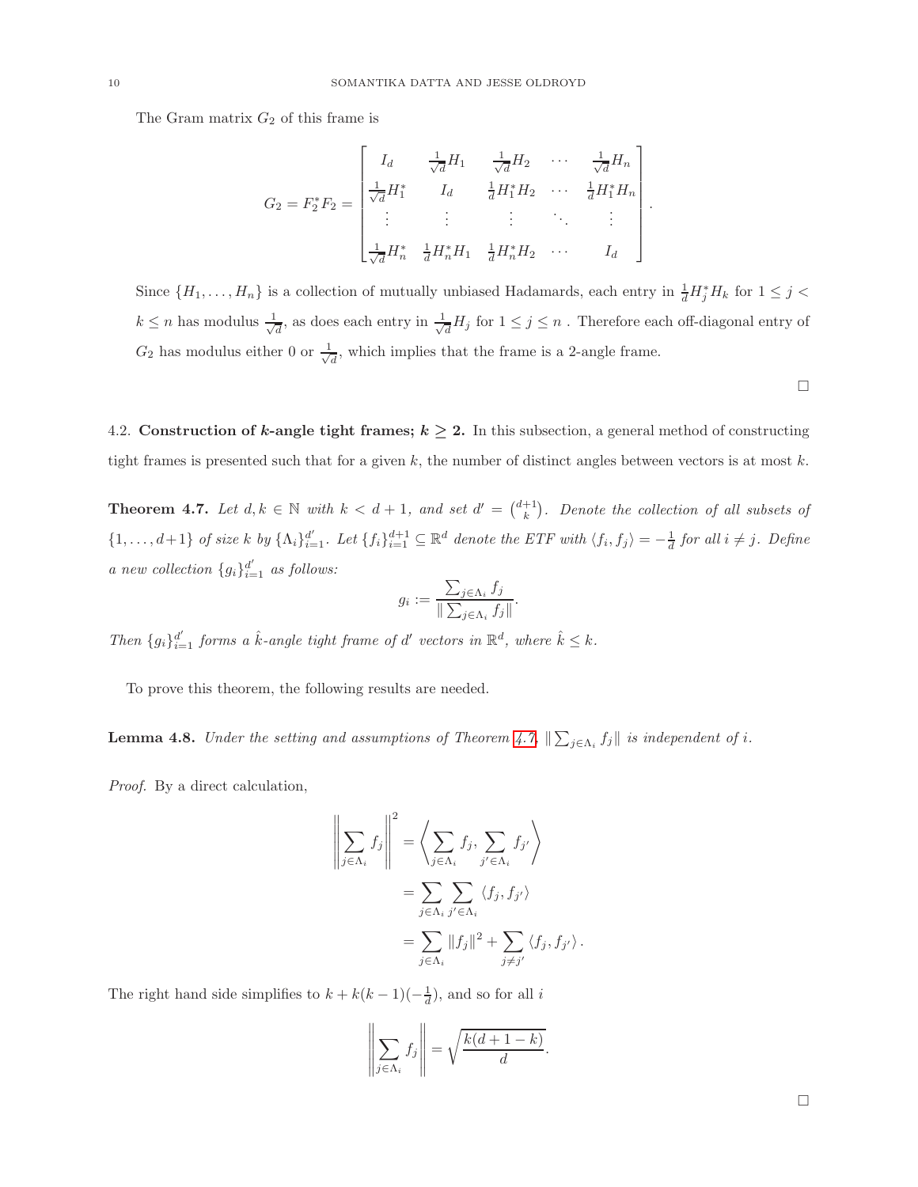The Gram matrix $G_2$ of this frame is

$$G_2 = F_2^* F_2 = \begin{bmatrix} I_d & \frac{1}{\sqrt{d}} H_1 & \frac{1}{\sqrt{d}} H_2 & \cdots & \frac{1}{\sqrt{d}} H_n \\ \frac{1}{\sqrt{d}} H_1^* & I_d & \frac{1}{d} H_1^* H_2 & \cdots & \frac{1}{d} H_1^* H_n \\ \vdots & \vdots & \vdots & \ddots & \vdots \\ \frac{1}{\sqrt{d}} H_n^* & \frac{1}{d} H_n^* H_1 & \frac{1}{d} H_n^* H_2 & \cdots & I_d \end{bmatrix}.$$

Since $\{H_1, \ldots, H_n\}$ is a collection of mutually unbiased Hadamards, each entry in $\frac{1}{d} H_j^* H_k$ for $1 \leq j < k \leq n$ has modulus $\frac{1}{\sqrt{d}}$, as does each entry in $\frac{1}{\sqrt{d}} H_j$ for $1 \leq j \leq n$ . Therefore each off-diagonal entry of $G_2$ has modulus either 0 or $\frac{1}{\sqrt{d}}$, which implies that the frame is a 2-angle frame.

□

4.2. **Construction of $k$-angle tight frames; $k \geq 2$.** In this subsection, a general method of constructing tight frames is presented such that for a given $k$, the number of distinct angles between vectors is at most $k$.

**Theorem 4.7.** *Let $d, k \in \mathbb{N}$ with $k < d+1$, and set $d' = \binom{d+1}{k}$. Denote the collection of all subsets of $\{1, \ldots, d+1\}$ of size $k$ by $\{\Lambda_i\}_{i=1}^{d'}$. Let $\{f_i\}_{i=1}^{d+1} \subseteq \mathbb{R}^d$ denote the ETF with $\langle f_i, f_j \rangle = -\frac{1}{d}$ for all $i \neq j$. Define a new collection $\{g_i\}_{i=1}^{d'}$ as follows:*

$$g_i := \frac{\sum_{j \in \Lambda_i} f_j}{\| \sum_{j \in \Lambda_i} f_j \|}.$$

*Then $\{g_i\}_{i=1}^{d'}$ forms a $\hat{k}$-angle tight frame of $d'$ vectors in $\mathbb{R}^d$, where $\hat{k} \leq k$.*

To prove this theorem, the following results are needed.

**Lemma 4.8.** *Under the setting and assumptions of Theorem 4.7, $\| \sum_{j \in \Lambda_i} f_j \|$ is independent of $i$.*

*Proof.* By a direct calculation,

$$\begin{aligned} \left\| \sum_{j \in \Lambda_i} f_j \right\|^2 &= \left\langle \sum_{j \in \Lambda_i} f_j, \sum_{j' \in \Lambda_i} f_{j'} \right\rangle \\ &= \sum_{j \in \Lambda_i} \sum_{j' \in \Lambda_i} \langle f_j, f_{j'} \rangle \\ &= \sum_{j \in \Lambda_i} \|f_j\|^2 + \sum_{j \neq j'} \langle f_j, f_{j'} \rangle . \end{aligned}$$

The right hand side simplifies to $k + k(k-1)(-\frac{1}{d})$, and so for all $i$

$$\left\| \sum_{j \in \Lambda_i} f_j \right\| = \sqrt{\frac{k(d+1-k)}{d}}.$$

□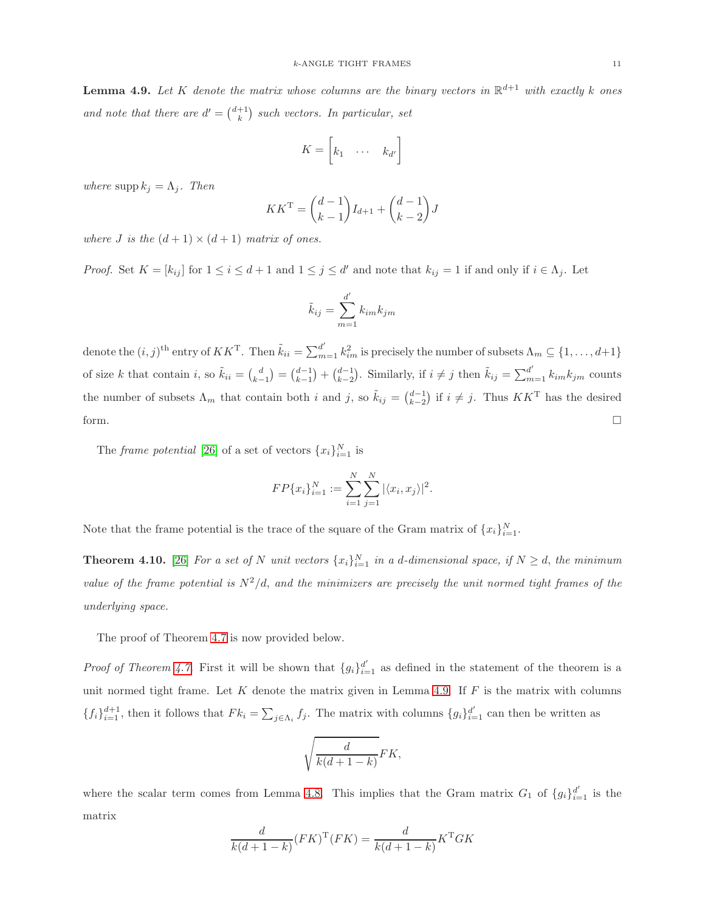**Lemma 4.9.** *Let $K$ denote the matrix whose columns are the binary vectors in $\mathbb{R}^{d+1}$ with exactly $k$ ones and note that there are $d' = \binom{d+1}{k}$ such vectors. In particular, set*

$$K = \begin{bmatrix} k_1 & \cdots & k_{d'} \end{bmatrix}$$

*where $\operatorname{supp} k_j = \Lambda_j$. Then*

$$KK^{\mathrm{T}} = \binom{d-1}{k-1} I_{d+1} + \binom{d-1}{k-2} J$$

*where $J$ is the $(d+1) \times (d+1)$ matrix of ones.*

*Proof.* Set $K = [k_{ij}]$ for $1 \le i \le d+1$ and $1 \le j \le d'$ and note that $k_{ij} = 1$ if and only if $i \in \Lambda_j$. Let

$$\tilde{k}_{ij} = \sum_{m=1}^{d'} k_{im} k_{jm}$$

denote the $(i,j)^{\text{th}}$ entry of $KK^{\mathrm{T}}$. Then $\tilde{k}_{ii} = \sum_{m=1}^{d'} k_{im}^2$ is precisely the number of subsets $\Lambda_m \subseteq \{1, \ldots, d+1\}$ of size $k$ that contain $i$, so $\tilde{k}_{ii} = \binom{d}{k-1} = \binom{d-1}{k-1} + \binom{d-1}{k-2}$. Similarly, if $i \ne j$ then $\tilde{k}_{ij} = \sum_{m=1}^{d'} k_{im} k_{jm}$ counts the number of subsets $\Lambda_m$ that contain both $i$ and $j$, so $\tilde{k}_{ij} = \binom{d-1}{k-2}$ if $i \ne j$. Thus $KK^{\mathrm{T}}$ has the desired form. $\square$

The *frame potential* [26] of a set of vectors $\{x_i\}_{i=1}^N$ is

$$FP\{x_i\}_{i=1}^N := \sum_{i=1}^N \sum_{j=1}^N |\langle x_i, x_j \rangle|^2.$$

Note that the frame potential is the trace of the square of the Gram matrix of $\{x_i\}_{i=1}^N$.

**Theorem 4.10.** [26] *For a set of $N$ unit vectors $\{x_i\}_{i=1}^N$ in a $d$-dimensional space, if $N \ge d$, the minimum value of the frame potential is $N^2/d$, and the minimizers are precisely the unit normed tight frames of the underlying space.*

The proof of Theorem 4.7 is now provided below.

*Proof of Theorem 4.7.* First it will be shown that $\{g_i\}_{i=1}^{d'}$ as defined in the statement of the theorem is a unit normed tight frame. Let $K$ denote the matrix given in Lemma 4.9. If $F$ is the matrix with columns $\{f_i\}_{i=1}^{d+1}$, then it follows that $Fk_i = \sum_{j \in \Lambda_i} f_j$. The matrix with columns $\{g_i\}_{i=1}^{d'}$ can then be written as

$$\sqrt{\frac{d}{k(d+1-k)}} FK,$$

where the scalar term comes from Lemma 4.8. This implies that the Gram matrix $G_1$ of $\{g_i\}_{i=1}^{d'}$ is the matrix

$$\frac{d}{k(d+1-k)} (FK)^{\mathrm{T}} (FK) = \frac{d}{k(d+1-k)} K^{\mathrm{T}} G K$$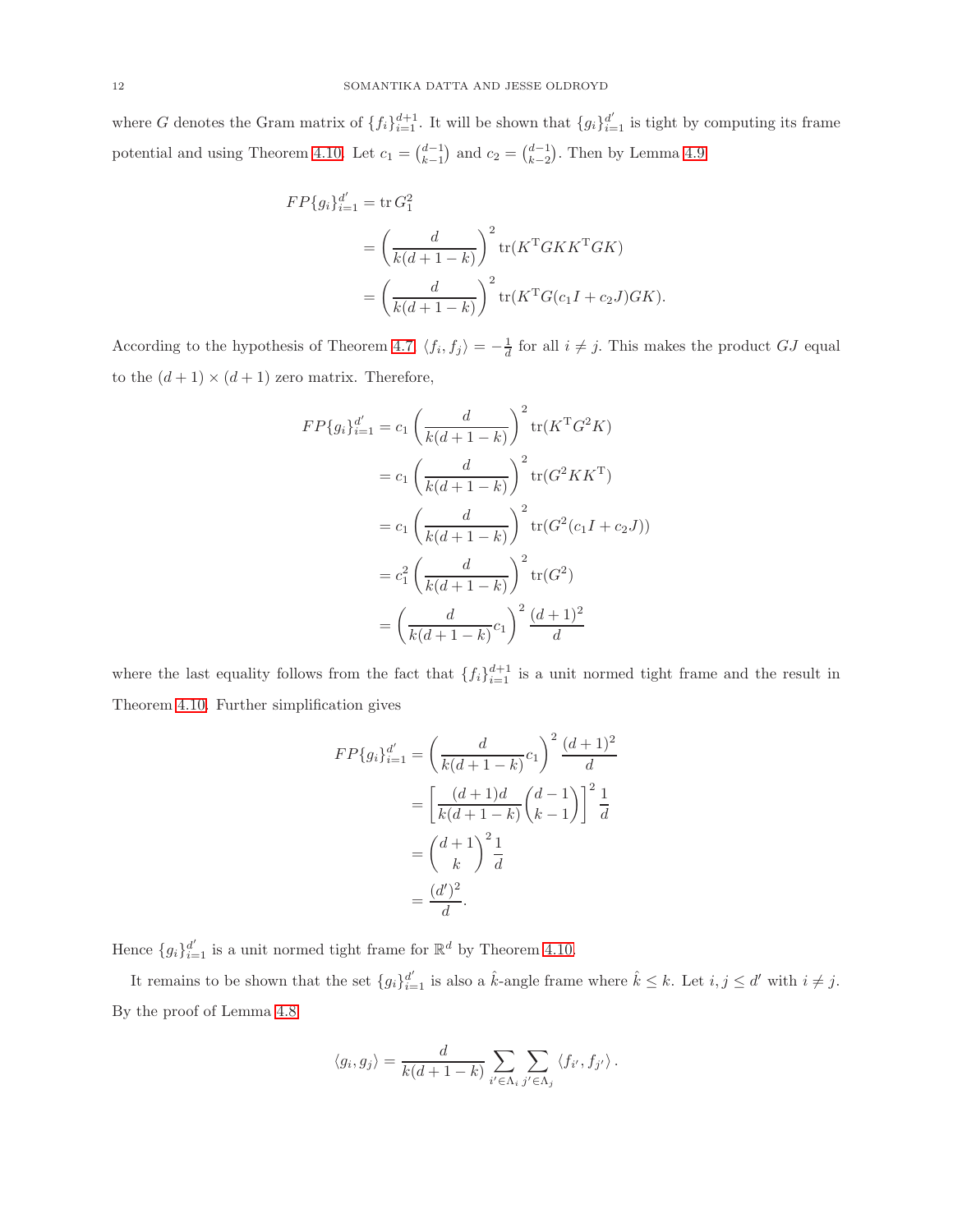where $G$ denotes the Gram matrix of $\{f_i\}_{i=1}^{d+1}$. It will be shown that $\{g_i\}_{i=1}^{d'}$ is tight by computing its frame potential and using Theorem 4.10. Let $c_1 = \binom{d-1}{k-1}$ and $c_2 = \binom{d-1}{k-2}$. Then by Lemma 4.9

$$
\begin{aligned}
FP\{g_i\}_{i=1}^{d'} &= \operatorname{tr} G_1^2 \\
&= \left(\frac{d}{k(d+1-k)}\right)^2 \operatorname{tr}(K^{\mathrm{T}} G K K^{\mathrm{T}} G K) \\
&= \left(\frac{d}{k(d+1-k)}\right)^2 \operatorname{tr}(K^{\mathrm{T}} G (c_1 I + c_2 J) G K).
\end{aligned}
$$

According to the hypothesis of Theorem 4.7, $\langle f_i, f_j \rangle = -\frac{1}{d}$ for all $i \neq j$. This makes the product $GJ$ equal to the $(d+1) \times (d+1)$ zero matrix. Therefore,

$$
\begin{aligned}
FP\{g_i\}_{i=1}^{d'} &= c_1 \left(\frac{d}{k(d+1-k)}\right)^2 \operatorname{tr}(K^{\mathrm{T}} G^2 K) \\
&= c_1 \left(\frac{d}{k(d+1-k)}\right)^2 \operatorname{tr}(G^2 K K^{\mathrm{T}}) \\
&= c_1 \left(\frac{d}{k(d+1-k)}\right)^2 \operatorname{tr}(G^2 (c_1 I + c_2 J)) \\
&= c_1^2 \left(\frac{d}{k(d+1-k)}\right)^2 \operatorname{tr}(G^2) \\
&= \left(\frac{d}{k(d+1-k)} c_1\right)^2 \frac{(d+1)^2}{d}
\end{aligned}
$$

where the last equality follows from the fact that $\{f_i\}_{i=1}^{d+1}$ is a unit normed tight frame and the result in Theorem 4.10. Further simplification gives

$$
\begin{aligned}
FP\{g_i\}_{i=1}^{d'} &= \left(\frac{d}{k(d+1-k)} c_1\right)^2 \frac{(d+1)^2}{d} \\
&= \left[\frac{(d+1)d}{k(d+1-k)} \binom{d-1}{k-1}\right]^2 \frac{1}{d} \\
&= \binom{d+1}{k}^2 \frac{1}{d} \\
&= \frac{(d')^2}{d}.
\end{aligned}
$$

Hence $\{g_i\}_{i=1}^{d'}$ is a unit normed tight frame for $\mathbb{R}^d$ by Theorem 4.10.

It remains to be shown that the set $\{g_i\}_{i=1}^{d'}$ is also a $\hat{k}$-angle frame where $\hat{k} \leq k$. Let $i, j \leq d'$ with $i \neq j$. By the proof of Lemma 4.8

$$
\langle g_i, g_j \rangle = \frac{d}{k(d+1-k)} \sum_{i' \in \Lambda_i} \sum_{j' \in \Lambda_j} \langle f_{i'}, f_{j'} \rangle .
$$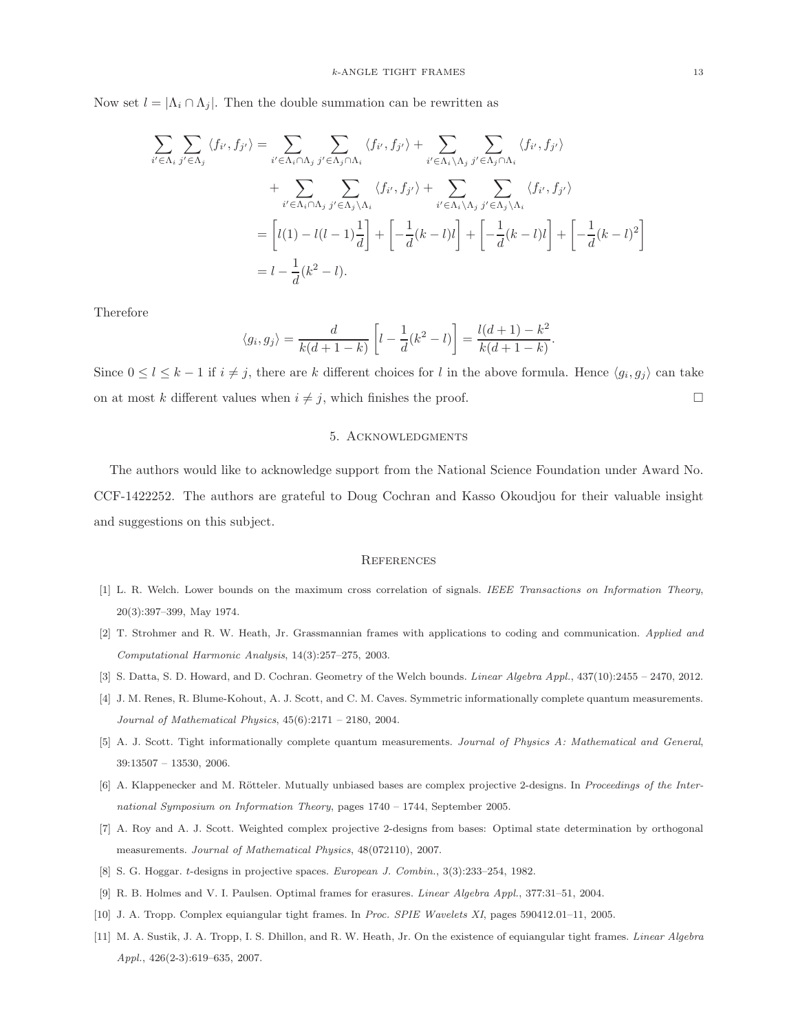Now set $l = |\Lambda_i \cap \Lambda_j|$. Then the double summation can be rewritten as

$$
\begin{aligned}
\sum_{i' \in \Lambda_i} \sum_{j' \in \Lambda_j} \langle f_{i'}, f_{j'} \rangle &= \sum_{i' \in \Lambda_i \cap \Lambda_j} \sum_{j' \in \Lambda_j \cap \Lambda_i} \langle f_{i'}, f_{j'} \rangle + \sum_{i' \in \Lambda_i \setminus \Lambda_j} \sum_{j' \in \Lambda_j \cap \Lambda_i} \langle f_{i'}, f_{j'} \rangle \\
&\quad + \sum_{i' \in \Lambda_i \cap \Lambda_j} \sum_{j' \in \Lambda_j \setminus \Lambda_i} \langle f_{i'}, f_{j'} \rangle + \sum_{i' \in \Lambda_i \setminus \Lambda_j} \sum_{j' \in \Lambda_j \setminus \Lambda_i} \langle f_{i'}, f_{j'} \rangle \\
&= \left[ l(1) - l(l-1)\frac{1}{d} \right] + \left[ -\frac{1}{d}(k-l)l \right] + \left[ -\frac{1}{d}(k-l)l \right] + \left[ -\frac{1}{d}(k-l)^2 \right] \\
&= l - \frac{1}{d}(k^2 - l).
\end{aligned}
$$

Therefore

$$
\langle g_i, g_j \rangle = \frac{d}{k(d+1-k)} \left[ l - \frac{1}{d}(k^2 - l) \right] = \frac{l(d+1) - k^2}{k(d+1-k)}.
$$

Since $0 \leq l \leq k-1$ if $i \neq j$, there are $k$ different choices for $l$ in the above formula. Hence $\langle g_i, g_j \rangle$ can take on at most $k$ different values when $i \neq j$, which finishes the proof. □

## 5. Acknowledgments

The authors would like to acknowledge support from the National Science Foundation under Award No. CCF-1422252. The authors are grateful to Doug Cochran and Kasso Okoudjou for their valuable insight and suggestions on this subject.

## References

[1] L. R. Welch. Lower bounds on the maximum cross correlation of signals. *IEEE Transactions on Information Theory*, 20(3):397–399, May 1974.

[2] T. Strohmer and R. W. Heath, Jr. Grassmannian frames with applications to coding and communication. *Applied and Computational Harmonic Analysis*, 14(3):257–275, 2003.

[3] S. Datta, S. D. Howard, and D. Cochran. Geometry of the Welch bounds. *Linear Algebra Appl.*, 437(10):2455 – 2470, 2012.

[4] J. M. Renes, R. Blume-Kohout, A. J. Scott, and C. M. Caves. Symmetric informationally complete quantum measurements. *Journal of Mathematical Physics*, 45(6):2171 – 2180, 2004.

[5] A. J. Scott. Tight informationally complete quantum measurements. *Journal of Physics A: Mathematical and General*, 39:13507 – 13530, 2006.

[6] A. Klappenecker and M. Rötteler. Mutually unbiased bases are complex projective 2-designs. In *Proceedings of the International Symposium on Information Theory*, pages 1740 – 1744, September 2005.

[7] A. Roy and A. J. Scott. Weighted complex projective 2-designs from bases: Optimal state determination by orthogonal measurements. *Journal of Mathematical Physics*, 48(072110), 2007.

[8] S. G. Hoggar. *t*-designs in projective spaces. *European J. Combin.*, 3(3):233–254, 1982.

[9] R. B. Holmes and V. I. Paulsen. Optimal frames for erasures. *Linear Algebra Appl.*, 377:31–51, 2004.

[10] J. A. Tropp. Complex equiangular tight frames. In *Proc. SPIE Wavelets XI*, pages 590412.01–11, 2005.

[11] M. A. Sustik, J. A. Tropp, I. S. Dhillon, and R. W. Heath, Jr. On the existence of equiangular tight frames. *Linear Algebra Appl.*, 426(2-3):619–635, 2007.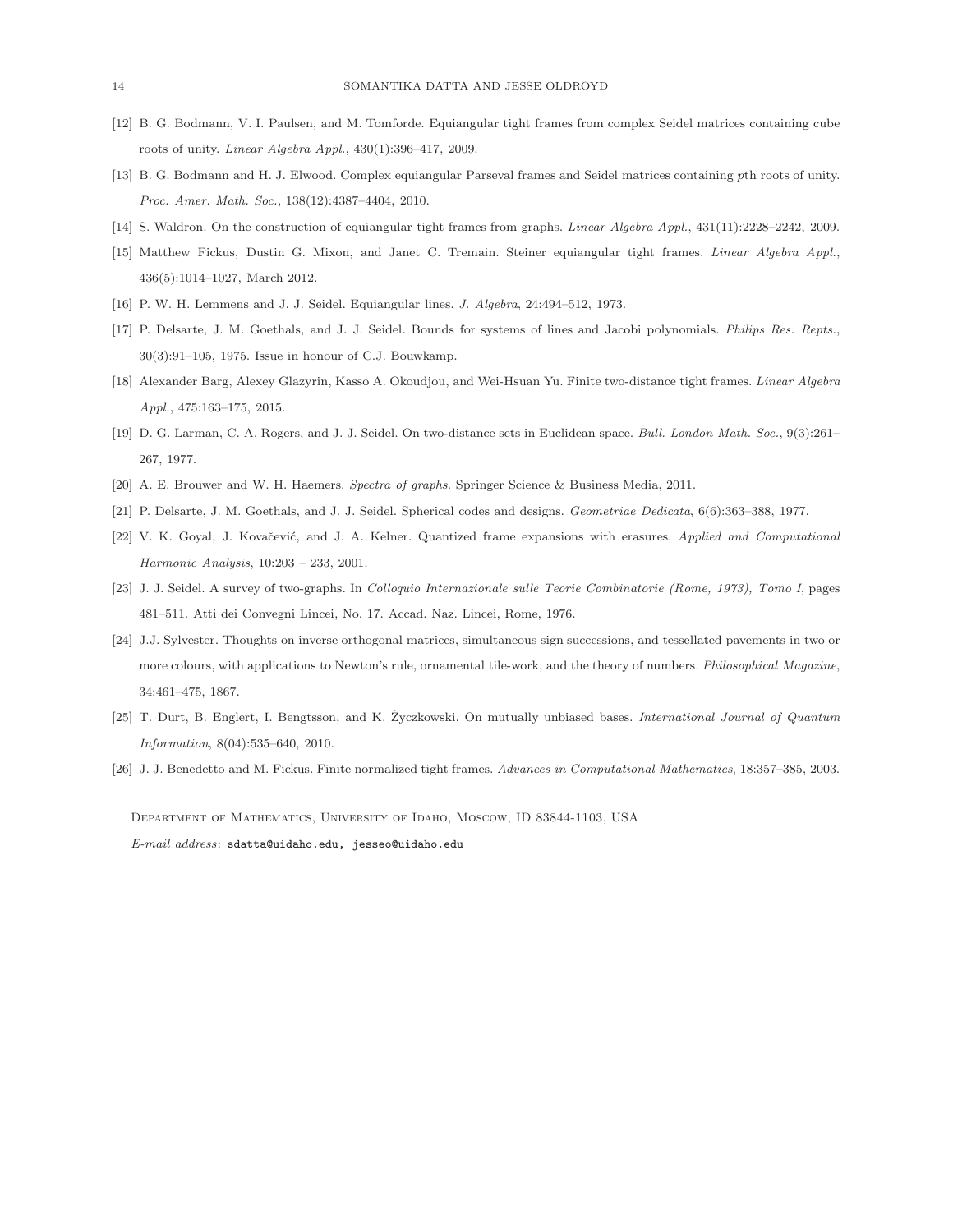[12] B. G. Bodmann, V. I. Paulsen, and M. Tomforde. Equiangular tight frames from complex Seidel matrices containing cube roots of unity. *Linear Algebra Appl.*, 430(1):396–417, 2009.

[13] B. G. Bodmann and H. J. Elwood. Complex equiangular Parseval frames and Seidel matrices containing $p$th roots of unity. *Proc. Amer. Math. Soc.*, 138(12):4387–4404, 2010.

[14] S. Waldron. On the construction of equiangular tight frames from graphs. *Linear Algebra Appl.*, 431(11):2228–2242, 2009.

[15] Matthew Fickus, Dustin G. Mixon, and Janet C. Tremain. Steiner equiangular tight frames. *Linear Algebra Appl.*, 436(5):1014–1027, March 2012.

[16] P. W. H. Lemmens and J. J. Seidel. Equiangular lines. *J. Algebra*, 24:494–512, 1973.

[17] P. Delsarte, J. M. Goethals, and J. J. Seidel. Bounds for systems of lines and Jacobi polynomials. *Philips Res. Repts.*, 30(3):91–105, 1975. Issue in honour of C.J. Bouwkamp.

[18] Alexander Barg, Alexey Glazyrin, Kasso A. Okoudjou, and Wei-Hsuan Yu. Finite two-distance tight frames. *Linear Algebra Appl.*, 475:163–175, 2015.

[19] D. G. Larman, C. A. Rogers, and J. J. Seidel. On two-distance sets in Euclidean space. *Bull. London Math. Soc.*, 9(3):261–267, 1977.

[20] A. E. Brouwer and W. H. Haemers. *Spectra of graphs*. Springer Science & Business Media, 2011.

[21] P. Delsarte, J. M. Goethals, and J. J. Seidel. Spherical codes and designs. *Geometriae Dedicata*, 6(6):363–388, 1977.

[22] V. K. Goyal, J. Kovačević, and J. A. Kelner. Quantized frame expansions with erasures. *Applied and Computational Harmonic Analysis*, 10:203 – 233, 2001.

[23] J. J. Seidel. A survey of two-graphs. In *Colloquio Internazionale sulle Teorie Combinatorie (Rome, 1973), Tomo I*, pages 481–511. Atti dei Convegni Lincei, No. 17. Accad. Naz. Lincei, Rome, 1976.

[24] J.J. Sylvester. Thoughts on inverse orthogonal matrices, simultaneous sign successions, and tessellated pavements in two or more colours, with applications to Newton's rule, ornamental tile-work, and the theory of numbers. *Philosophical Magazine*, 34:461–475, 1867.

[25] T. Durt, B. Englert, I. Bengtsson, and K. Życzkowski. On mutually unbiased bases. *International Journal of Quantum Information*, 8(04):535–640, 2010.

[26] J. J. Benedetto and M. Fickus. Finite normalized tight frames. *Advances in Computational Mathematics*, 18:357–385, 2003.

Department of Mathematics, University of Idaho, Moscow, ID 83844-1103, USA

*E-mail address*: sdatta@uidaho.edu, jesseo@uidaho.edu